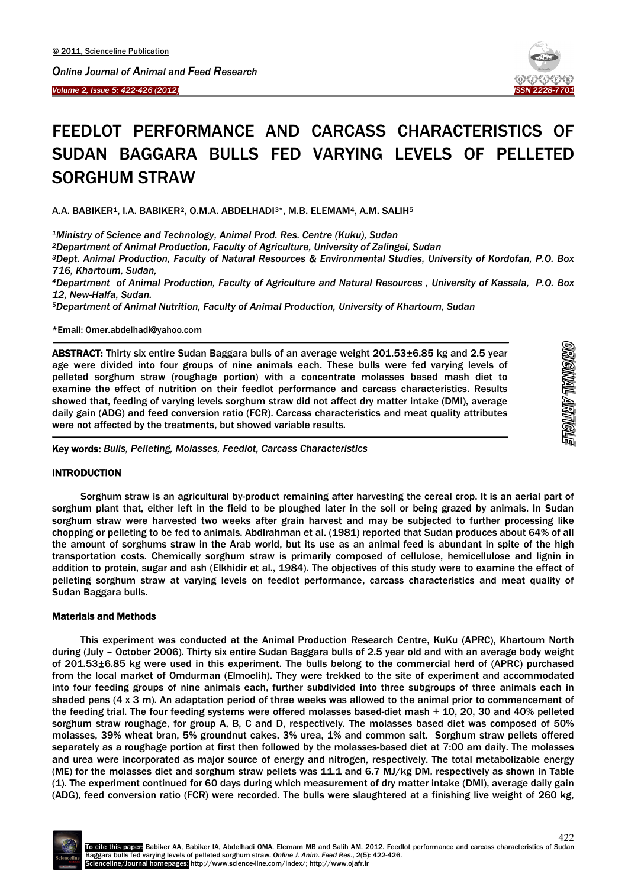# FEEDLOT PERFORMANCE AND CARCASS CHARACTERISTICS OF SUDAN BAGGARA BULLS FED VARYING LEVELS OF PELLETED SORGHUM STRAW

A.A. BABIKER[1], I.A. BABIKER[2], O.M.A. ABDELHADI[3*], M.B. ELEMAM[4], A.M. SALIH[5]

[1] *Ministry of Science and Technology, Animal Prod. Res. Centre (Kuku), Sudan*

[2] *Department of Animal Production, Faculty of Agriculture, University of Zalingei, Sudan*

[3] *Dept. Animal Production, Faculty of Natural Resources & Environmental Studies, University of Kordofan, P.O. Box 716, Khartoum, Sudan,*

[4] *Department of Animal Production, Faculty of Agriculture and Natural Resources , University of Kassala, P.O. Box 12, New-Halfa, Sudan.*

[5] *Department of Animal Nutrition, Faculty of Animal Production, University of Khartoum, Sudan*

*Email: Omer.abdelhadi@yahoo.com

**ORIGINAL ARTICLE**

**ABSTRACT:** Thirty six entire Sudan Baggara bulls of an average weight 201.53±6.85 kg and 2.5 year age were divided into four groups of nine animals each. These bulls were fed varying levels of pelleted sorghum straw (roughage portion) with a concentrate molasses based mash diet to examine the effect of nutrition on their feedlot performance and carcass characteristics. Results showed that, feeding of varying levels sorghum straw did not affect dry matter intake (DMI), average daily gain (ADG) and feed conversion ratio (FCR). Carcass characteristics and meat quality attributes were not affected by the treatments, but showed variable results.

**Key words:** *Bulls, Pelleting, Molasses, Feedlot, Carcass Characteristics*

## INTRODUCTION

Sorghum straw is an agricultural by-product remaining after harvesting the cereal crop. It is an aerial part of sorghum plant that, either left in the field to be ploughed later in the soil or being grazed by animals. In Sudan sorghum straw were harvested two weeks after grain harvest and may be subjected to further processing like chopping or pelleting to be fed to animals. Abdlrahman et al. (1981) reported that Sudan produces about 64% of all the amount of sorghums straw in the Arab world, but its use as an animal feed is abundant in spite of the high transportation costs. Chemically sorghum straw is primarily composed of cellulose, hemicellulose and lignin in addition to protein, sugar and ash (Elkhidir et al., 1984). The objectives of this study were to examine the effect of pelleting sorghum straw at varying levels on feedlot performance, carcass characteristics and meat quality of Sudan Baggara bulls.

## Materials and Methods

This experiment was conducted at the Animal Production Research Centre, KuKu (APRC), Khartoum North during (July – October 2006). Thirty six entire Sudan Baggara bulls of 2.5 year old and with an average body weight of 201.53±6.85 kg were used in this experiment. The bulls belong to the commercial herd of (APRC) purchased from the local market of Omdurman (Elmoelih). They were trekked to the site of experiment and accommodated into four feeding groups of nine animals each, further subdivided into three subgroups of three animals each in shaded pens (4 x 3 m). An adaptation period of three weeks was allowed to the animal prior to commencement of the feeding trial. The four feeding systems were offered molasses based-diet mash + 10, 20, 30 and 40% pelleted sorghum straw roughage, for group A, B, C and D, respectively. The molasses based diet was composed of 50% molasses, 39% wheat bran, 5% groundnut cakes, 3% urea, 1% and common salt. Sorghum straw pellets offered separately as a roughage portion at first then followed by the molasses-based diet at 7:00 am daily. The molasses and urea were incorporated as major source of energy and nitrogen, respectively. The total metabolizable energy (ME) for the molasses diet and sorghum straw pellets was 11.1 and 6.7 MJ/kg DM, respectively as shown in Table (1). The experiment continued for 60 days during which measurement of dry matter intake (DMI), average daily gain (ADG), feed conversion ratio (FCR) were recorded. The bulls were slaughtered at a finishing live weight of 260 kg,

To cite this paper: Babiker AA, Babiker IA, Abdelhadi OMA, Elemam MB and Salih AM. 2012. Feedlot performance and carcass characteristics of Sudan Baggara bulls fed varying levels of pelleted sorghum straw. *Online J. Anim. Feed Res.*, 2(5): 422-426.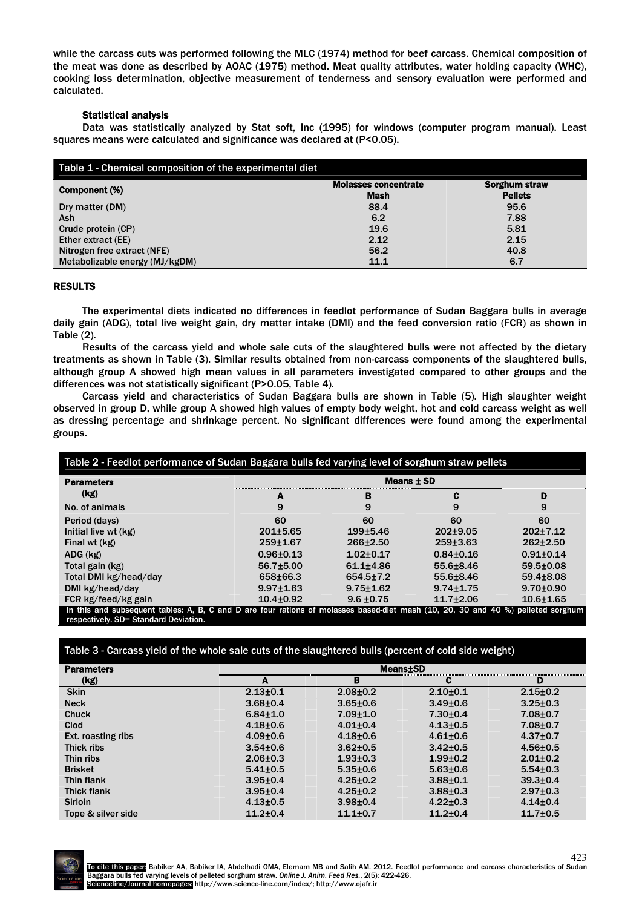while the carcass cuts was performed following the MLC (1974) method for beef carcass. Chemical composition of the meat was done as described by AOAC (1975) method. Meat quality attributes, water holding capacity (WHC), cooking loss determination, objective measurement of tenderness and sensory evaluation were performed and calculated.

### Statistical analysis

Data was statistically analyzed by Stat soft, Inc (1995) for windows (computer program manual). Least squares means were calculated and significance was declared at (P<0.05).

**Table 1 - Chemical composition of the experimental diet**

| Component (%) | Molasses concentrate Mash | Sorghum straw Pellets |
|---|---|---|
| Dry matter (DM) | 88.4 | 95.6 |
| Ash | 6.2 | 7.88 |
| Crude protein (CP) | 19.6 | 5.81 |
| Ether extract (EE) | 2.12 | 2.15 |
| Nitrogen free extract (NFE) | 56.2 | 40.8 |
| Metabolizable energy (MJ/kgDM) | 11.1 | 6.7 |

## RESULTS

The experimental diets indicated no differences in feedlot performance of Sudan Baggara bulls in average daily gain (ADG), total live weight gain, dry matter intake (DMI) and the feed conversion ratio (FCR) as shown in Table (2).

Results of the carcass yield and whole sale cuts of the slaughtered bulls were not affected by the dietary treatments as shown in Table (3). Similar results obtained from non-carcass components of the slaughtered bulls, although group A showed high mean values in all parameters investigated compared to other groups and the differences was not statistically significant (P>0.05, Table 4).

Carcass yield and characteristics of Sudan Baggara bulls are shown in Table (5). High slaughter weight observed in group D, while group A showed high values of empty body weight, hot and cold carcass weight as well as dressing percentage and shrinkage percent. No significant differences were found among the experimental groups.

**Table 2 - Feedlot performance of Sudan Baggara bulls fed varying level of sorghum straw pellets**

| Parameters (kg) | Means ± SD | | | |
|---|---|---|---|---|
| | A | B | C | D |
| No. of animals | 9 | 9 | 9 | 9 |
| Period (days) | 60 | 60 | 60 | 60 |
| Initial live wt (kg) | 201±5.65 | 199±5.46 | 202±9.05 | 202±7.12 |
| Final wt (kg) | 259±1.67 | 266±2.50 | 259±3.63 | 262±2.50 |
| ADG (kg) | 0.96±0.13 | 1.02±0.17 | 0.84±0.16 | 0.91±0.14 |
| Total gain (kg) | 56.7±5.00 | 61.1±4.86 | 55.6±8.46 | 59.5±0.08 |
| Total DMI kg/head/day | 658±66.3 | 654.5±7.2 | 55.6±8.46 | 59.4±8.08 |
| DMI kg/head/day | 9.97±1.63 | 9.75±1.62 | 9.74±1.75 | 9.70±0.90 |
| FCR kg/feed/kg gain | 10.4±0.92 | 9.6 ±0.75 | 11.7±2.06 | 10.6±1.65 |

In this and subsequent tables: A, B, C and D are four rations of molasses based-diet mash (10, 20, 30 and 40 %) pelleted sorghum respectively. SD= Standard Deviation.

**Table 3 - Carcass yield of the whole sale cuts of the slaughtered bulls (percent of cold side weight)**

| Parameters (kg) | Means±SD | | | |
|---|---|---|---|---|
| | A | B | C | D |
| Skin | 2.13±0.1 | 2.08±0.2 | 2.10±0.1 | 2.15±0.2 |
| Neck | 3.68±0.4 | 3.65±0.6 | 3.49±0.6 | 3.25±0.3 |
| Chuck | 6.84±1.0 | 7.09±1.0 | 7.30±0.4 | 7.08±0.7 |
| Clod | 4.18±0.6 | 4.01±0.4 | 4.13±0.5 | 7.08±0.7 |
| Ext. roasting ribs | 4.09±0.6 | 4.18±0.6 | 4.61±0.6 | 4.37±0.7 |
| Thick ribs | 3.54±0.6 | 3.62±0.5 | 3.42±0.5 | 4.56±0.5 |
| Thin ribs | 2.06±0.3 | 1.93±0.3 | 1.99±0.2 | 2.01±0.2 |
| Brisket | 5.41±0.5 | 5.35±0.6 | 5.63±0.6 | 5.54±0.3 |
| Thin flank | 3.95±0.4 | 4.25±0.2 | 3.88±0.1 | 39.3±0.4 |
| Thick flank | 3.95±0.4 | 4.25±0.2 | 3.88±0.3 | 2.97±0.3 |
| Sirloin | 4.13±0.5 | 3.98±0.4 | 4.22±0.3 | 4.14±0.4 |
| Tope & silver side | 11.2±0.4 | 11.1±0.7 | 11.2±0.4 | 11.7±0.5 |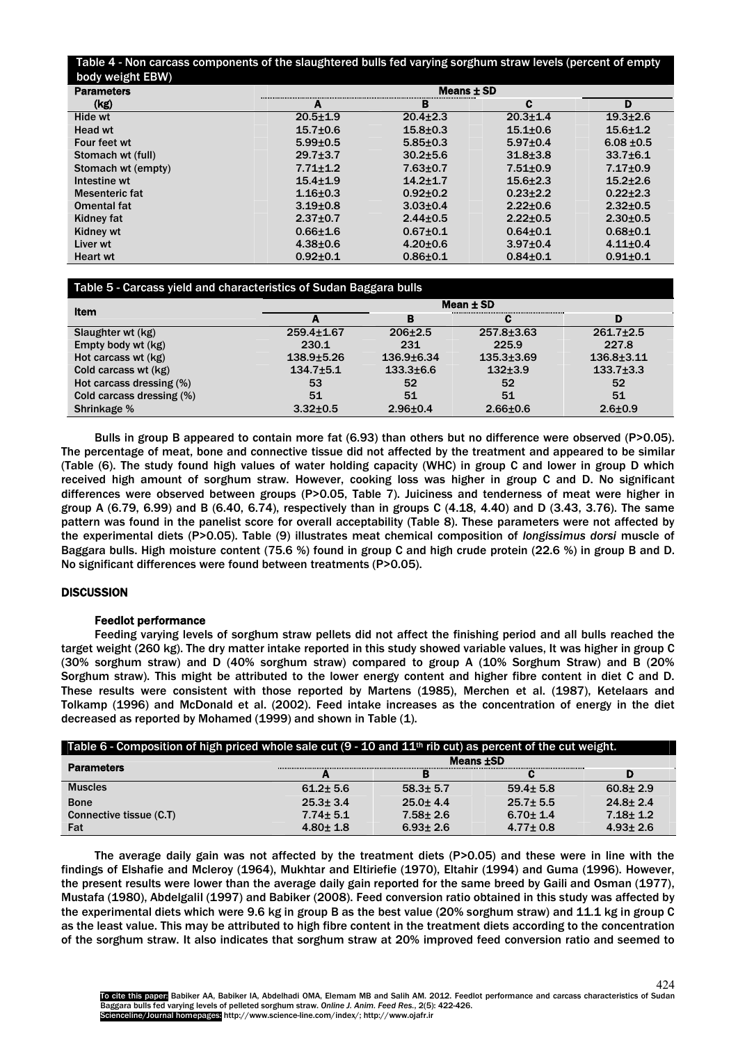Table 4 - Non carcass components of the slaughtered bulls fed varying sorghum straw levels (percent of empty body weight EBW)

| Parameters (kg) | Means ± SD | | | |
|---|---|---|---|---|
| | A | B | C | D |
| Hide wt | 20.5±1.9 | 20.4±2.3 | 20.3±1.4 | 19.3±2.6 |
| Head wt | 15.7±0.6 | 15.8±0.3 | 15.1±0.6 | 15.6±1.2 |
| Four feet wt | 5.99±0.5 | 5.85±0.3 | 5.97±0.4 | 6.08 ±0.5 |
| Stomach wt (full) | 29.7±3.7 | 30.2±5.6 | 31.8±3.8 | 33.7±6.1 |
| Stomach wt (empty) | 7.71±1.2 | 7.63±0.7 | 7.51±0.9 | 7.17±0.9 |
| Intestine wt | 15.4±1.9 | 14.2±1.7 | 15.6±2.3 | 15.2±2.6 |
| Mesenteric fat | 1.16±0.3 | 0.92±0.2 | 0.23±2.2 | 0.22±2.3 |
| Omental fat | 3.19±0.8 | 3.03±0.4 | 2.22±0.6 | 2.32±0.5 |
| Kidney fat | 2.37±0.7 | 2.44±0.5 | 2.22±0.5 | 2.30±0.5 |
| Kidney wt | 0.66±1.6 | 0.67±0.1 | 0.64±0.1 | 0.68±0.1 |
| Liver wt | 4.38±0.6 | 4.20±0.6 | 3.97±0.4 | 4.11±0.4 |
| Heart wt | 0.92±0.1 | 0.86±0.1 | 0.84±0.1 | 0.91±0.1 |

Table 5 - Carcass yield and characteristics of Sudan Baggara bulls

| Item | Mean ± SD | | | |
|---|---|---|---|---|
| | A | B | C | D |
| Slaughter wt (kg) | 259.4±1.67 | 206±2.5 | 257.8±3.63 | 261.7±2.5 |
| Empty body wt (kg) | 230.1 | 231 | 225.9 | 227.8 |
| Hot carcass wt (kg) | 138.9±5.26 | 136.9±6.34 | 135.3±3.69 | 136.8±3.11 |
| Cold carcass wt (kg) | 134.7±5.1 | 133.3±6.6 | 132±3.9 | 133.7±3.3 |
| Hot carcass dressing (%) | 53 | 52 | 52 | 52 |
| Cold carcass dressing (%) | 51 | 51 | 51 | 51 |
| Shrinkage % | 3.32±0.5 | 2.96±0.4 | 2.66±0.6 | 2.6±0.9 |

Bulls in group B appeared to contain more fat (6.93) than others but no difference were observed (P>0.05). The percentage of meat, bone and connective tissue did not affected by the treatment and appeared to be similar (Table (6). The study found high values of water holding capacity (WHC) in group C and lower in group D which received high amount of sorghum straw. However, cooking loss was higher in group C and D. No significant differences were observed between groups (P>0.05, Table 7). Juiciness and tenderness of meat were higher in group A (6.79, 6.99) and B (6.40, 6.74), respectively than in groups C (4.18, 4.40) and D (3.43, 3.76). The same pattern was found in the panelist score for overall acceptability (Table 8). These parameters were not affected by the experimental diets (P>0.05). Table (9) illustrates meat chemical composition of *longissimus dorsi* muscle of Baggara bulls. High moisture content (75.6 %) found in group C and high crude protein (22.6 %) in group B and D. No significant differences were found between treatments (P>0.05).

## DISCUSSION

### Feedlot performance

Feeding varying levels of sorghum straw pellets did not affect the finishing period and all bulls reached the target weight (260 kg). The dry matter intake reported in this study showed variable values, It was higher in group C (30% sorghum straw) and D (40% sorghum straw) compared to group A (10% Sorghum Straw) and B (20% Sorghum straw). This might be attributed to the lower energy content and higher fibre content in diet C and D. These results were consistent with those reported by Martens (1985), Merchen et al. (1987), Ketelaars and Tolkamp (1996) and McDonald et al. (2002). Feed intake increases as the concentration of energy in the diet decreased as reported by Mohamed (1999) and shown in Table (1).

Table 6 - Composition of high priced whole sale cut (9 - 10 and 11th rib cut) as percent of the cut weight.

| Parameters | Means ±SD | | | |
|---|---|---|---|---|
| | A | B | C | D |
| Muscles | 61.2± 5.6 | 58.3± 5.7 | 59.4± 5.8 | 60.8± 2.9 |
| Bone | 25.3± 3.4 | 25.0± 4.4 | 25.7± 5.5 | 24.8± 2.4 |
| Connective tissue (C.T) | 7.74± 5.1 | 7.58± 2.6 | 6.70± 1.4 | 7.18± 1.2 |
| Fat | 4.80± 1.8 | 6.93± 2.6 | 4.77± 0.8 | 4.93± 2.6 |

The average daily gain was not affected by the treatment diets (P>0.05) and these were in line with the findings of Elshafie and Mcleroy (1964), Mukhtar and Eltiriefie (1970), Eltahir (1994) and Guma (1996). However, the present results were lower than the average daily gain reported for the same breed by Gaili and Osman (1977), Mustafa (1980), Abdelgalil (1997) and Babiker (2008). Feed conversion ratio obtained in this study was affected by the experimental diets which were 9.6 kg in group B as the best value (20% sorghum straw) and 11.1 kg in group C as the least value. This may be attributed to high fibre content in the treatment diets according to the concentration of the sorghum straw. It also indicates that sorghum straw at 20% improved feed conversion ratio and seemed to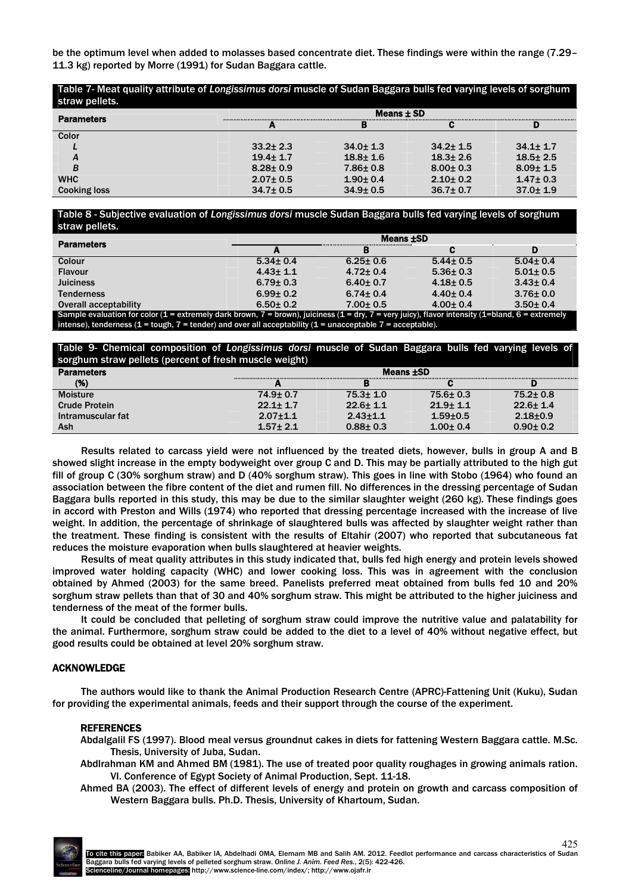be the optimum level when added to molasses based concentrate diet. These findings were within the range (7.29–11.3 kg) reported by Morre (1991) for Sudan Baggara cattle.

Table 7- Meat quality attribute of *Longissimus dorsi* muscle of Sudan Baggara bulls fed varying levels of sorghum straw pellets.

| Parameters | Means ± SD | | | |
|---|---|---|---|---|
| | A | B | C | D |
| Color | | | | |
| *L* | 33.2± 2.3 | 34.0± 1.3 | 34.2± 1.5 | 34.1± 1.7 |
| *A* | 19.4± 1.7 | 18.8± 1.6 | 18.3± 2.6 | 18.5± 2.5 |
| *B* | 8.28± 0.9 | 7.86± 0.8 | 8.00± 0.3 | 8.09± 1.5 |
| WHC | 2.07± 0.5 | 1.90± 0.4 | 2.10± 0.2 | 1.47± 0.3 |
| Cooking loss | 34.7± 0.5 | 34.9± 0.5 | 36.7± 0.7 | 37.0± 1.9 |

Table 8 - Subjective evaluation of *Longissimus dorsi* muscle Sudan Baggara bulls fed varying levels of sorghum straw pellets.

| Parameters | Means ±SD | | | |
|---|---|---|---|---|
| | A | B | C | D |
| Colour | 5.34± 0.4 | 6.25± 0.6 | 5.44± 0.5 | 5.04± 0.4 |
| Flavour | 4.43± 1.1 | 4.72± 0.4 | 5.36± 0.3 | 5.01± 0.5 |
| Juiciness | 6.79± 0.3 | 6.40± 0.7 | 4.18± 0.5 | 3.43± 0.4 |
| Tenderness | 6.99± 0.2 | 6.74± 0.4 | 4.40± 0.4 | 3.76± 0.0 |
| Overall acceptability | 6.50± 0.2 | 7.00± 0.5 | 4.00± 0.4 | 3.50± 0.4 |

Sample evaluation for color (1 = extremely dark brown, 7 = brown), juiciness (1 = dry, 7 = very juicy), flavor intensity (1=bland, 6 = extremely intense), tenderness (1 = tough, 7 = tender) and over all acceptability (1 = unacceptable 7 = acceptable).

Table 9- Chemical composition of *Longissimus dorsi* muscle of Sudan Baggara bulls fed varying levels of sorghum straw pellets (percent of fresh muscle weight)

| Parameters (%) | Means ±SD | | | |
|---|---|---|---|---|
| | A | B | C | D |
| Moisture | 74.9± 0.7 | 75.3± 1.0 | 75.6± 0.3 | 75.2± 0.8 |
| Crude Protein | 22.1± 1.7 | 22.6± 1.1 | 21.9± 1.1 | 22.6± 1.4 |
| Intramuscular fat | 2.07±1.1 | 2.43±1.1 | 1.59±0.5 | 2.18±0.9 |
| Ash | 1.57± 2.1 | 0.88± 0.3 | 1.00± 0.4 | 0.90± 0.2 |

Results related to carcass yield were not influenced by the treated diets, however, bulls in group A and B showed slight increase in the empty bodyweight over group C and D. This may be partially attributed to the high gut fill of group C (30% sorghum straw) and D (40% sorghum straw). This goes in line with Stobo (1964) who found an association between the fibre content of the diet and rumen fill. No differences in the dressing percentage of Sudan Baggara bulls reported in this study, this may be due to the similar slaughter weight (260 kg). These findings goes in accord with Preston and Wills (1974) who reported that dressing percentage increased with the increase of live weight. In addition, the percentage of shrinkage of slaughtered bulls was affected by slaughter weight rather than the treatment. These finding is consistent with the results of Eltahir (2007) who reported that subcutaneous fat reduces the moisture evaporation when bulls slaughtered at heavier weights.

Results of meat quality attributes in this study indicated that, bulls fed high energy and protein levels showed improved water holding capacity (WHC) and lower cooking loss. This was in agreement with the conclusion obtained by Ahmed (2003) for the same breed. Panelists preferred meat obtained from bulls fed 10 and 20% sorghum straw pellets than that of 30 and 40% sorghum straw. This might be attributed to the higher juiciness and tenderness of the meat of the former bulls.

It could be concluded that pelleting of sorghum straw could improve the nutritive value and palatability for the animal. Furthermore, sorghum straw could be added to the diet to a level of 40% without negative effect, but good results could be obtained at level 20% sorghum straw.

## ACKNOWLEDGE

The authors would like to thank the Animal Production Research Centre (APRC)-Fattening Unit (Kuku), Sudan for providing the experimental animals, feeds and their support through the course of the experiment.

## REFERENCES

Abdalgalil FS (1997). Blood meal versus groundnut cakes in diets for fattening Western Baggara cattle. M.Sc. Thesis, University of Juba, Sudan.

Abdlrahman KM and Ahmed BM (1981). The use of treated poor quality roughages in growing animals ration. VI. Conference of Egypt Society of Animal Production, Sept. 11-18.

Ahmed BA (2003). The effect of different levels of energy and protein on growth and carcass composition of Western Baggara bulls. Ph.D. Thesis, University of Khartoum, Sudan.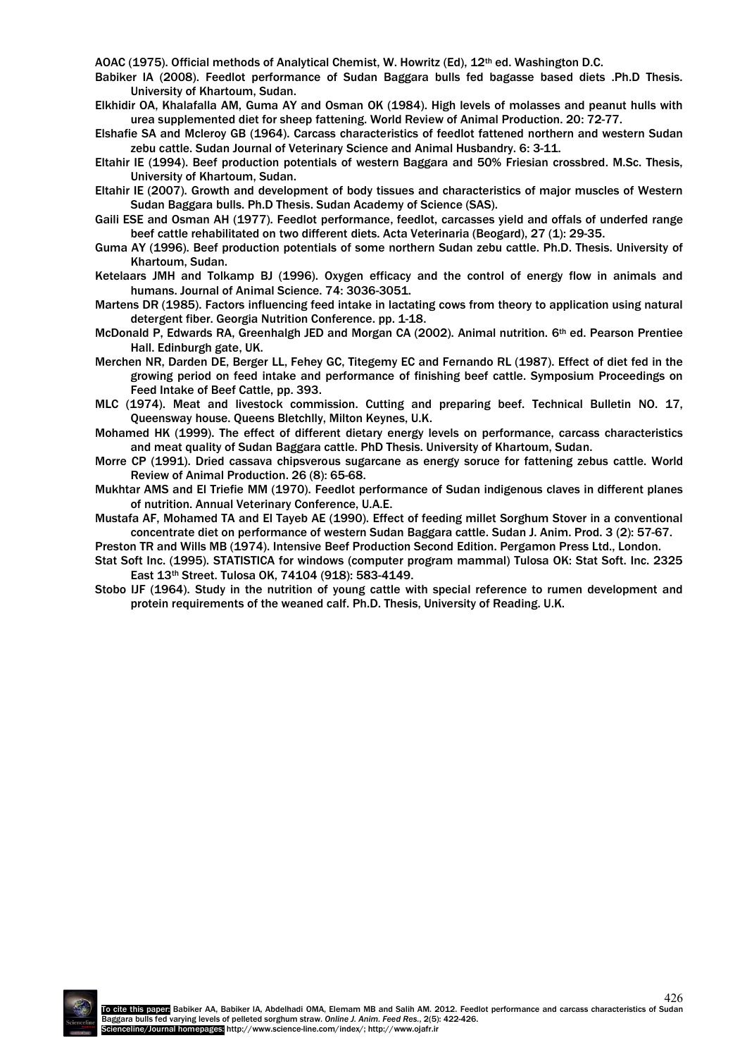AOAC (1975). Official methods of Analytical Chemist, W. Howritz (Ed), 12th ed. Washington D.C.

Babiker IA (2008). Feedlot performance of Sudan Baggara bulls fed bagasse based diets .Ph.D Thesis. University of Khartoum, Sudan.

Elkhidir OA, Khalafalla AM, Guma AY and Osman OK (1984). High levels of molasses and peanut hulls with urea supplemented diet for sheep fattening. World Review of Animal Production. 20: 72-77.

Elshafie SA and Mcleroy GB (1964). Carcass characteristics of feedlot fattened northern and western Sudan zebu cattle. Sudan Journal of Veterinary Science and Animal Husbandry. 6: 3-11.

Eltahir IE (1994). Beef production potentials of western Baggara and 50% Friesian crossbred. M.Sc. Thesis, University of Khartoum, Sudan.

Eltahir IE (2007). Growth and development of body tissues and characteristics of major muscles of Western Sudan Baggara bulls. Ph.D Thesis. Sudan Academy of Science (SAS).

Gaili ESE and Osman AH (1977). Feedlot performance, feedlot, carcasses yield and offals of underfed range beef cattle rehabilitated on two different diets. Acta Veterinaria (Beogard), 27 (1): 29-35.

Guma AY (1996). Beef production potentials of some northern Sudan zebu cattle. Ph.D. Thesis. University of Khartoum, Sudan.

Ketelaars JMH and Tolkamp BJ (1996). Oxygen efficacy and the control of energy flow in animals and humans. Journal of Animal Science. 74: 3036-3051.

Martens DR (1985). Factors influencing feed intake in lactating cows from theory to application using natural detergent fiber. Georgia Nutrition Conference. pp. 1-18.

McDonald P, Edwards RA, Greenhalgh JED and Morgan CA (2002). Animal nutrition. 6th ed. Pearson Prentiee Hall. Edinburgh gate, UK.

Merchen NR, Darden DE, Berger LL, Fehey GC, Titegemy EC and Fernando RL (1987). Effect of diet fed in the growing period on feed intake and performance of finishing beef cattle. Symposium Proceedings on Feed Intake of Beef Cattle, pp. 393.

MLC (1974). Meat and livestock commission. Cutting and preparing beef. Technical Bulletin NO. 17, Queensway house. Queens Bletchlly, Milton Keynes, U.K.

Mohamed HK (1999). The effect of different dietary energy levels on performance, carcass characteristics and meat quality of Sudan Baggara cattle. PhD Thesis. University of Khartoum, Sudan.

Morre CP (1991). Dried cassava chipsverous sugarcane as energy soruce for fattening zebus cattle. World Review of Animal Production. 26 (8): 65-68.

Mukhtar AMS and El Triefie MM (1970). Feedlot performance of Sudan indigenous claves in different planes of nutrition. Annual Veterinary Conference, U.A.E.

Mustafa AF, Mohamed TA and El Tayeb AE (1990). Effect of feeding millet Sorghum Stover in a conventional concentrate diet on performance of western Sudan Baggara cattle. Sudan J. Anim. Prod. 3 (2): 57-67.

Preston TR and Wills MB (1974). Intensive Beef Production Second Edition. Pergamon Press Ltd., London.

Stat Soft Inc. (1995). STATISTICA for windows (computer program mammal) Tulosa OK: Stat Soft. Inc. 2325 East 13th Street. Tulosa OK, 74104 (918): 583-4149.

Stobo IJF (1964). Study in the nutrition of young cattle with special reference to rumen development and protein requirements of the weaned calf. Ph.D. Thesis, University of Reading. U.K.